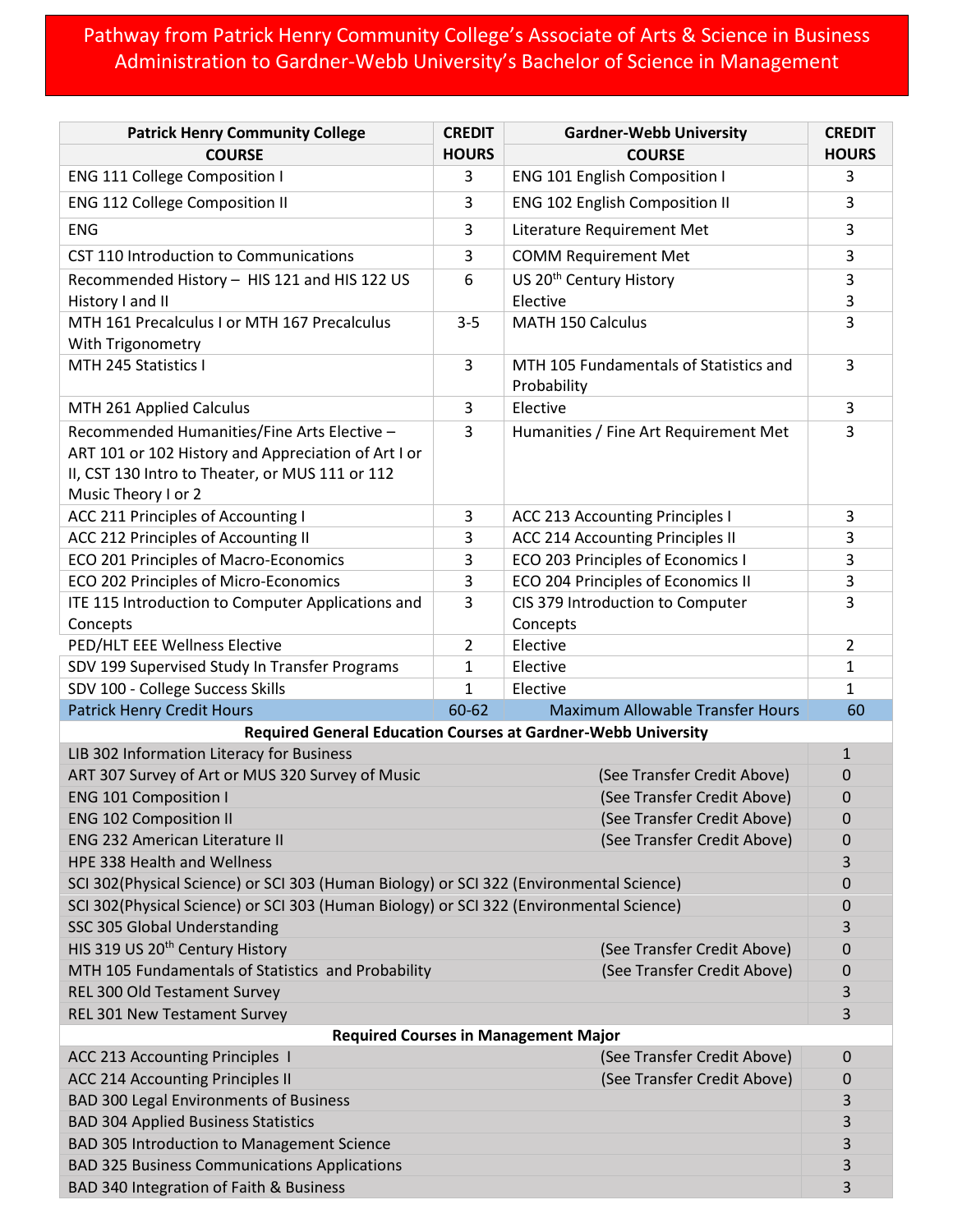# Pathway from Patrick Henry Community College's Associate of Arts & Science in Business Administration to Gardner-Webb University's Bachelor of Science in Management

| Patrick Henry Community College COURSE | CREDIT HOURS | Gardner-Webb University COURSE | CREDIT HOURS |
|---|---|---|---|
| ENG 111 College Composition I | 3 | ENG 101 English Composition I | 3 |
| ENG 112 College Composition II | 3 | ENG 102 English Composition II | 3 |
| ENG | 3 | Literature Requirement Met | 3 |
| CST 110 Introduction to Communications | 3 | COMM Requirement Met | 3 |
| Recommended History – HIS 121 and HIS 122 US History I and II | 6 | US 20th Century History<br>Elective | 3<br>3 |
| MTH 161 Precalculus I or MTH 167 Precalculus With Trigonometry | 3-5 | MATH 150 Calculus | 3 |
| MTH 245 Statistics I | 3 | MTH 105 Fundamentals of Statistics and Probability | 3 |
| MTH 261 Applied Calculus | 3 | Elective | 3 |
| Recommended Humanities/Fine Arts Elective – ART 101 or 102 History and Appreciation of Art I or II, CST 130 Intro to Theater, or MUS 111 or 112 Music Theory I or 2 | 3 | Humanities / Fine Art Requirement Met | 3 |
| ACC 211 Principles of Accounting I | 3 | ACC 213 Accounting Principles I | 3 |
| ACC 212 Principles of Accounting II | 3 | ACC 214 Accounting Principles II | 3 |
| ECO 201 Principles of Macro-Economics | 3 | ECO 203 Principles of Economics I | 3 |
| ECO 202 Principles of Micro-Economics | 3 | ECO 204 Principles of Economics II | 3 |
| ITE 115 Introduction to Computer Applications and Concepts | 3 | CIS 379 Introduction to Computer Concepts | 3 |
| PED/HLT EEE Wellness Elective | 2 | Elective | 2 |
| SDV 199 Supervised Study In Transfer Programs | 1 | Elective | 1 |
| SDV 100 - College Success Skills | 1 | Elective | 1 |
| Patrick Henry Credit Hours | 60-62 | Maximum Allowable Transfer Hours | 60 |

| Required General Education Courses at Gardner-Webb University | | |
|---|---|---|
| LIB 302 Information Literacy for Business | | 1 |
| ART 307 Survey of Art or MUS 320 Survey of Music | (See Transfer Credit Above) | 0 |
| ENG 101 Composition I | (See Transfer Credit Above) | 0 |
| ENG 102 Composition II | (See Transfer Credit Above) | 0 |
| ENG 232 American Literature II | (See Transfer Credit Above) | 0 |
| HPE 338 Health and Wellness | | 3 |
| SCI 302(Physical Science) or SCI 303 (Human Biology) or SCI 322 (Environmental Science) | | 0 |
| SCI 302(Physical Science) or SCI 303 (Human Biology) or SCI 322 (Environmental Science) | | 0 |
| SSC 305 Global Understanding | | 3 |
| HIS 319 US 20th Century History | (See Transfer Credit Above) | 0 |
| MTH 105 Fundamentals of Statistics and Probability | (See Transfer Credit Above) | 0 |
| REL 300 Old Testament Survey | | 3 |
| REL 301 New Testament Survey | | 3 |
| **Required Courses in Management Major** | | |
| ACC 213 Accounting Principles I | (See Transfer Credit Above) | 0 |
| ACC 214 Accounting Principles II | (See Transfer Credit Above) | 0 |
| BAD 300 Legal Environments of Business | | 3 |
| BAD 304 Applied Business Statistics | | 3 |
| BAD 305 Introduction to Management Science | | 3 |
| BAD 325 Business Communications Applications | | 3 |
| BAD 340 Integration of Faith & Business | | 3 |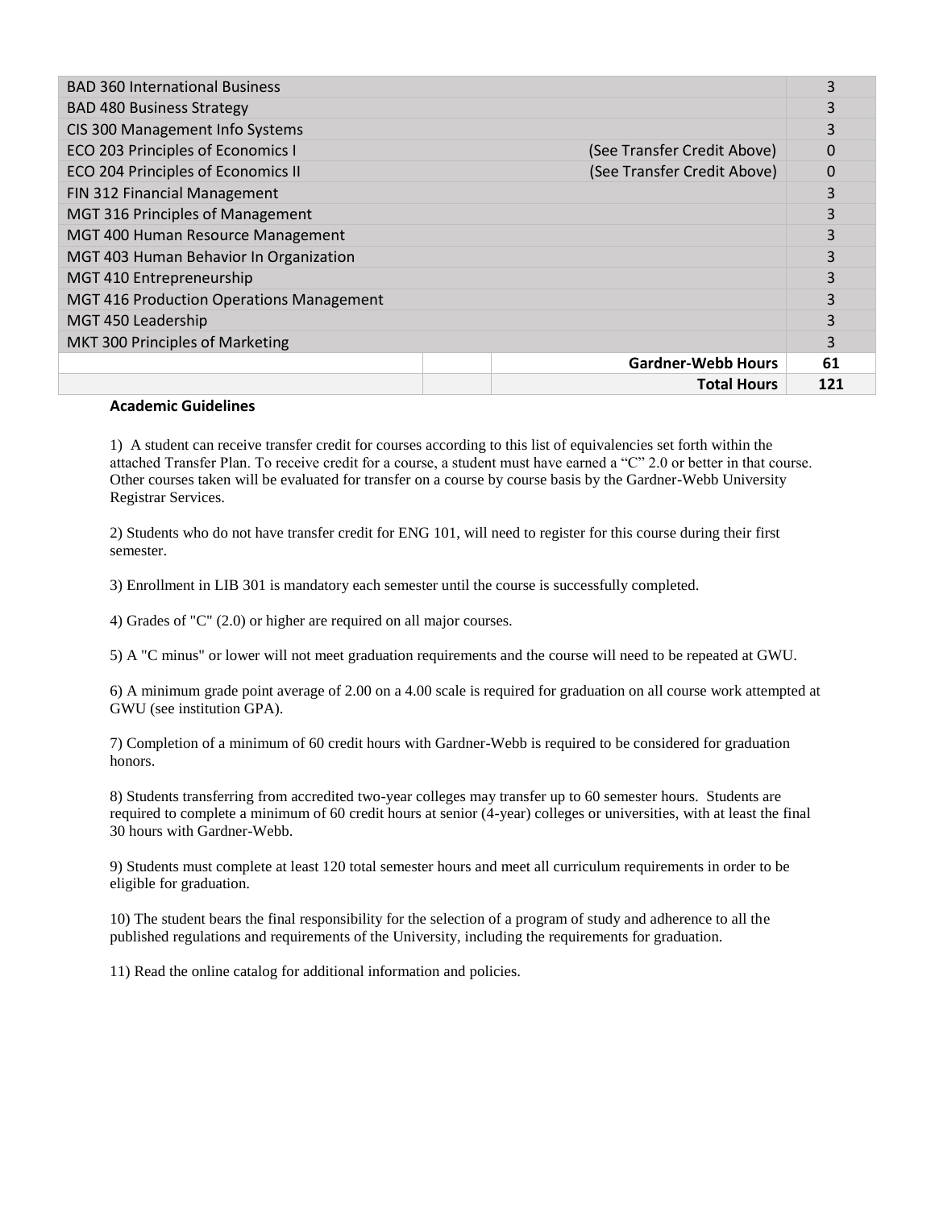| | | | |
|---|---|---|---|
| BAD 360 International Business | | | 3 |
| BAD 480 Business Strategy | | | 3 |
| CIS 300 Management Info Systems | | | 3 |
| ECO 203 Principles of Economics I | | (See Transfer Credit Above) | 0 |
| ECO 204 Principles of Economics II | | (See Transfer Credit Above) | 0 |
| FIN 312 Financial Management | | | 3 |
| MGT 316 Principles of Management | | | 3 |
| MGT 400 Human Resource Management | | | 3 |
| MGT 403 Human Behavior In Organization | | | 3 |
| MGT 410 Entrepreneurship | | | 3 |
| MGT 416 Production Operations Management | | | 3 |
| MGT 450 Leadership | | | 3 |
| MKT 300 Principles of Marketing | | | 3 |
| | | **Gardner-Webb Hours** | **61** |
| | | **Total Hours** | **121** |

**Academic Guidelines**

1) A student can receive transfer credit for courses according to this list of equivalencies set forth within the attached Transfer Plan. To receive credit for a course, a student must have earned a "C" 2.0 or better in that course. Other courses taken will be evaluated for transfer on a course by course basis by the Gardner-Webb University Registrar Services.

2) Students who do not have transfer credit for ENG 101, will need to register for this course during their first semester.

3) Enrollment in LIB 301 is mandatory each semester until the course is successfully completed.

4) Grades of "C" (2.0) or higher are required on all major courses.

5) A "C minus" or lower will not meet graduation requirements and the course will need to be repeated at GWU.

6) A minimum grade point average of 2.00 on a 4.00 scale is required for graduation on all course work attempted at GWU (see institution GPA).

7) Completion of a minimum of 60 credit hours with Gardner-Webb is required to be considered for graduation honors.

8) Students transferring from accredited two-year colleges may transfer up to 60 semester hours. Students are required to complete a minimum of 60 credit hours at senior (4-year) colleges or universities, with at least the final 30 hours with Gardner-Webb.

9) Students must complete at least 120 total semester hours and meet all curriculum requirements in order to be eligible for graduation.

10) The student bears the final responsibility for the selection of a program of study and adherence to all the published regulations and requirements of the University, including the requirements for graduation.

11) Read the online catalog for additional information and policies.